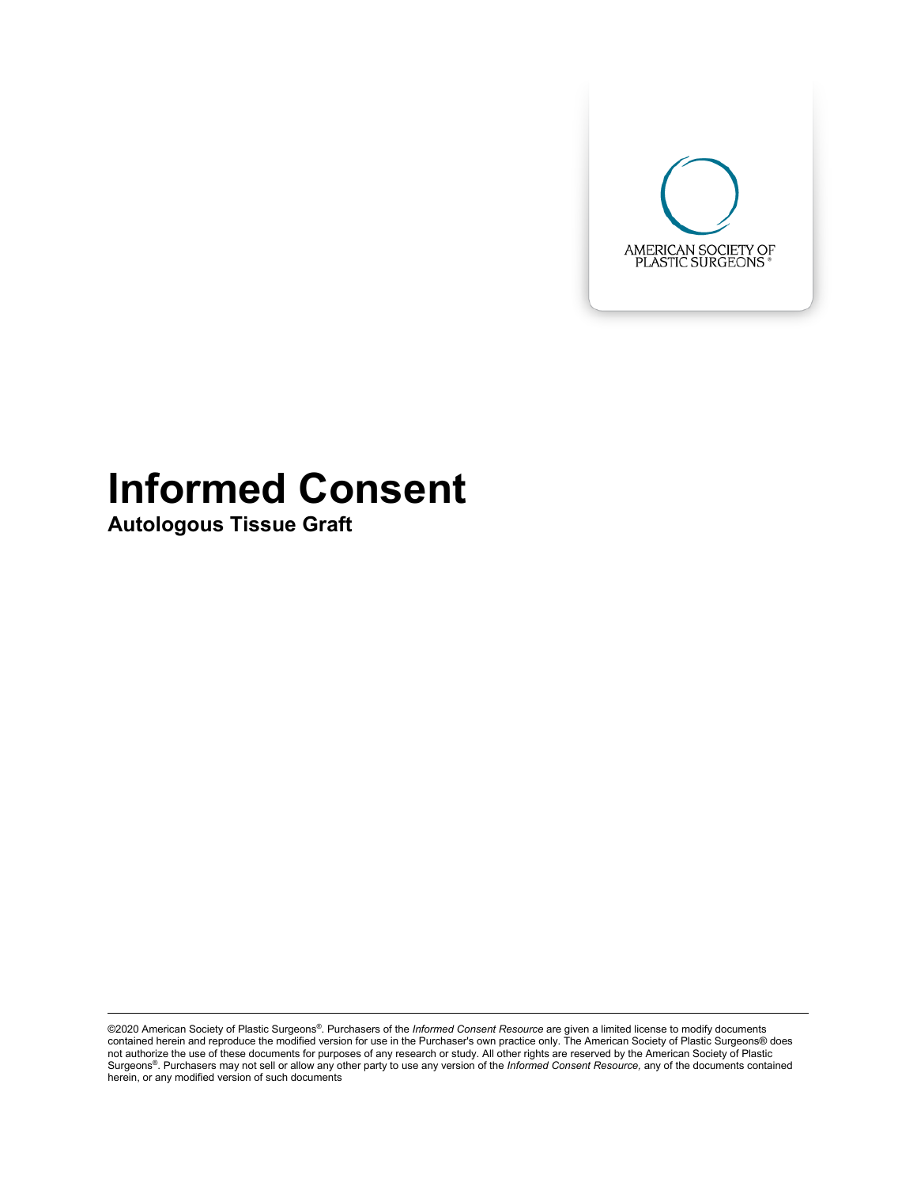AMERICAN SOCIETY OF PLASTIC SURGEONS®

# Informed Consent

**Autologous Tissue Graft**

©2020 American Society of Plastic Surgeons®. Purchasers of the *Informed Consent Resource* are given a limited license to modify documents contained herein and reproduce the modified version for use in the Purchaser's own practice only. The American Society of Plastic Surgeons® does not authorize the use of these documents for purposes of any research or study. All other rights are reserved by the American Society of Plastic Surgeons®. Purchasers may not sell or allow any other party to use any version of the *Informed Consent Resource,* any of the documents contained herein, or any modified version of such documents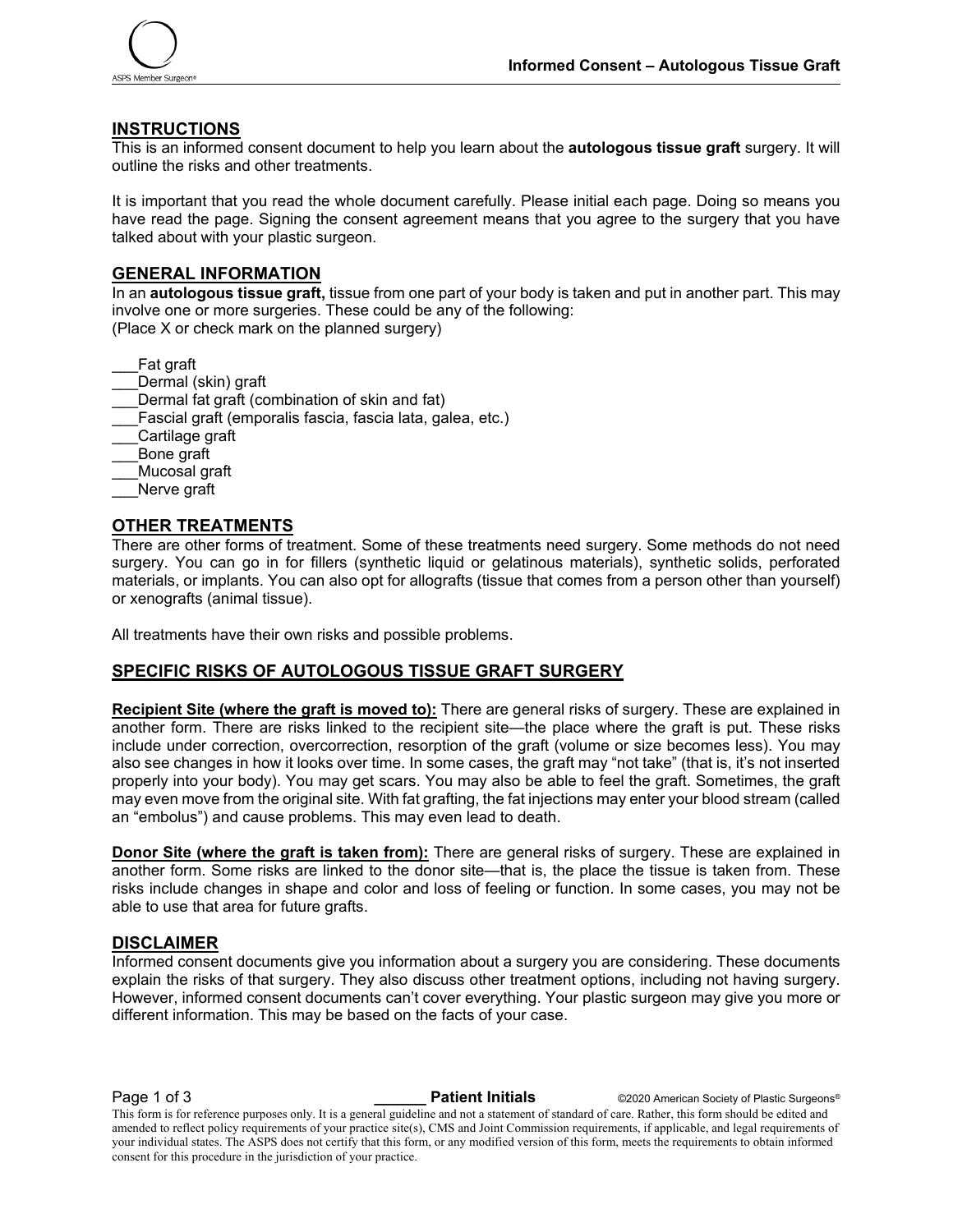## INSTRUCTIONS

This is an informed consent document to help you learn about the **autologous tissue graft** surgery. It will outline the risks and other treatments.

It is important that you read the whole document carefully. Please initial each page. Doing so means you have read the page. Signing the consent agreement means that you agree to the surgery that you have talked about with your plastic surgeon.

## GENERAL INFORMATION

In an **autologous tissue graft,** tissue from one part of your body is taken and put in another part. This may involve one or more surgeries. These could be any of the following:
(Place X or check mark on the planned surgery)

___Fat graft
___Dermal (skin) graft
___Dermal fat graft (combination of skin and fat)
___Fascial graft (emporalis fascia, fascia lata, galea, etc.)
___Cartilage graft
___Bone graft
___Mucosal graft
___Nerve graft

## OTHER TREATMENTS

There are other forms of treatment. Some of these treatments need surgery. Some methods do not need surgery. You can go in for fillers (synthetic liquid or gelatinous materials), synthetic solids, perforated materials, or implants. You can also opt for allografts (tissue that comes from a person other than yourself) or xenografts (animal tissue).

All treatments have their own risks and possible problems.

## SPECIFIC RISKS OF AUTOLOGOUS TISSUE GRAFT SURGERY

**Recipient Site (where the graft is moved to):** There are general risks of surgery. These are explained in another form. There are risks linked to the recipient site—the place where the graft is put. These risks include under correction, overcorrection, resorption of the graft (volume or size becomes less). You may also see changes in how it looks over time. In some cases, the graft may "not take" (that is, it's not inserted properly into your body). You may get scars. You may also be able to feel the graft. Sometimes, the graft may even move from the original site. With fat grafting, the fat injections may enter your blood stream (called an "embolus") and cause problems. This may even lead to death.

**Donor Site (where the graft is taken from):** There are general risks of surgery. These are explained in another form. Some risks are linked to the donor site—that is, the place the tissue is taken from. These risks include changes in shape and color and loss of feeling or function. In some cases, you may not be able to use that area for future grafts.

## DISCLAIMER

Informed consent documents give you information about a surgery you are considering. These documents explain the risks of that surgery. They also discuss other treatment options, including not having surgery. However, informed consent documents can't cover everything. Your plastic surgeon may give you more or different information. This may be based on the facts of your case.

______ **Patient Initials**

This form is for reference purposes only. It is a general guideline and not a statement of standard of care. Rather, this form should be edited and amended to reflect policy requirements of your practice site(s), CMS and Joint Commission requirements, if applicable, and legal requirements of your individual states. The ASPS does not certify that this form, or any modified version of this form, meets the requirements to obtain informed consent for this procedure in the jurisdiction of your practice.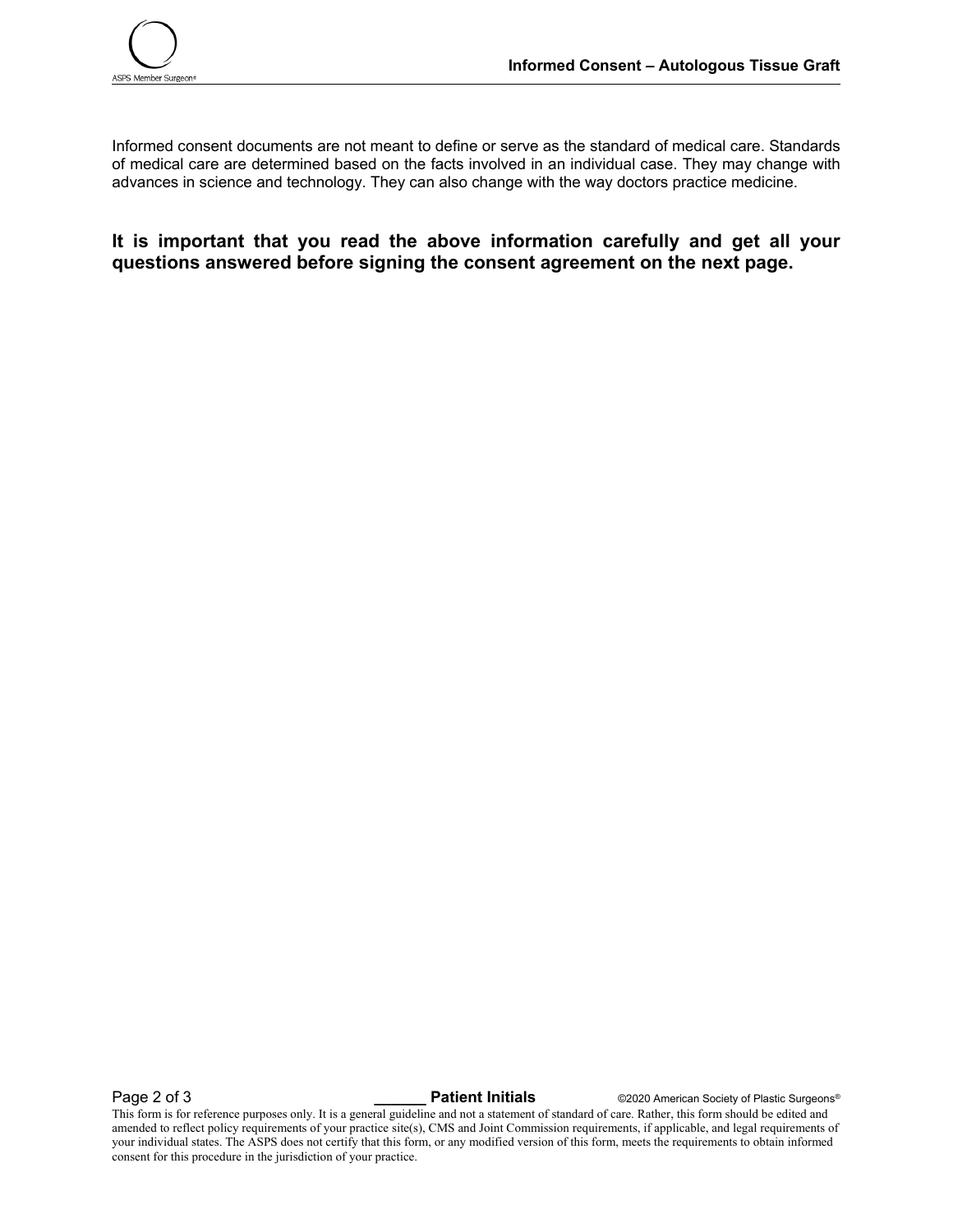Informed consent documents are not meant to define or serve as the standard of medical care. Standards of medical care are determined based on the facts involved in an individual case. They may change with advances in science and technology. They can also change with the way doctors practice medicine.

**It is important that you read the above information carefully and get all your questions answered before signing the consent agreement on the next page.**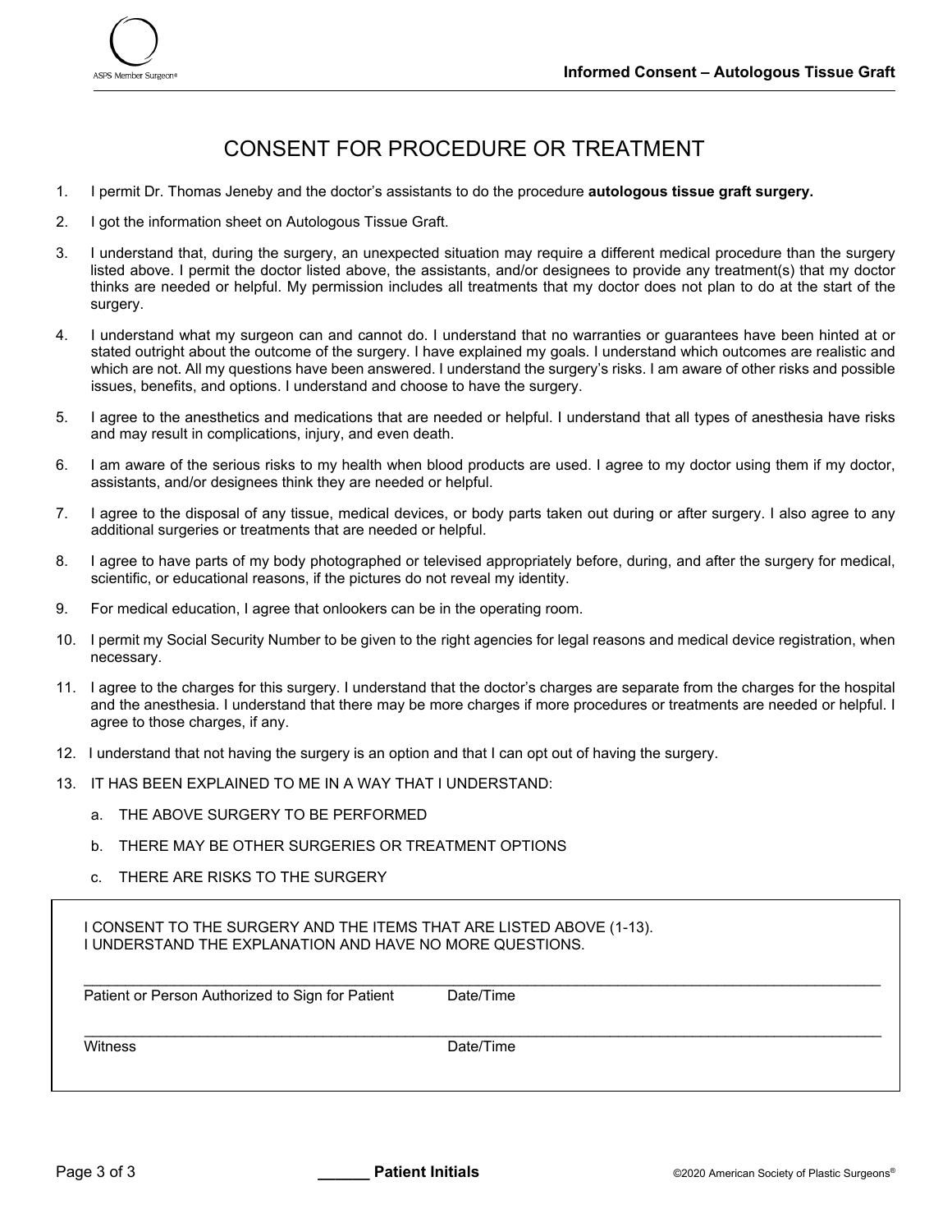# CONSENT FOR PROCEDURE OR TREATMENT

1. I permit Dr. Thomas Jeneby and the doctor's assistants to do the procedure **autologous tissue graft surgery.**
2. I got the information sheet on Autologous Tissue Graft.
3. I understand that, during the surgery, an unexpected situation may require a different medical procedure than the surgery listed above. I permit the doctor listed above, the assistants, and/or designees to provide any treatment(s) that my doctor thinks are needed or helpful. My permission includes all treatments that my doctor does not plan to do at the start of the surgery.
4. I understand what my surgeon can and cannot do. I understand that no warranties or guarantees have been hinted at or stated outright about the outcome of the surgery. I have explained my goals. I understand which outcomes are realistic and which are not. All my questions have been answered. I understand the surgery's risks. I am aware of other risks and possible issues, benefits, and options. I understand and choose to have the surgery.
5. I agree to the anesthetics and medications that are needed or helpful. I understand that all types of anesthesia have risks and may result in complications, injury, and even death.
6. I am aware of the serious risks to my health when blood products are used. I agree to my doctor using them if my doctor, assistants, and/or designees think they are needed or helpful.
7. I agree to the disposal of any tissue, medical devices, or body parts taken out during or after surgery. I also agree to any additional surgeries or treatments that are needed or helpful.
8. I agree to have parts of my body photographed or televised appropriately before, during, and after the surgery for medical, scientific, or educational reasons, if the pictures do not reveal my identity.
9. For medical education, I agree that onlookers can be in the operating room.
10. I permit my Social Security Number to be given to the right agencies for legal reasons and medical device registration, when necessary.
11. I agree to the charges for this surgery. I understand that the doctor's charges are separate from the charges for the hospital and the anesthesia. I understand that there may be more charges if more procedures or treatments are needed or helpful. I agree to those charges, if any.
12. I understand that not having the surgery is an option and that I can opt out of having the surgery.
13. IT HAS BEEN EXPLAINED TO ME IN A WAY THAT I UNDERSTAND:
    a. THE ABOVE SURGERY TO BE PERFORMED
    b. THERE MAY BE OTHER SURGERIES OR TREATMENT OPTIONS
    c. THERE ARE RISKS TO THE SURGERY

I CONSENT TO THE SURGERY AND THE ITEMS THAT ARE LISTED ABOVE (1-13).
I UNDERSTAND THE EXPLANATION AND HAVE NO MORE QUESTIONS.

_______________________________________________________________________

Patient or Person Authorized to Sign for Patient Date/Time

_______________________________________________________________________

Witness Date/Time

______ **Patient Initials**